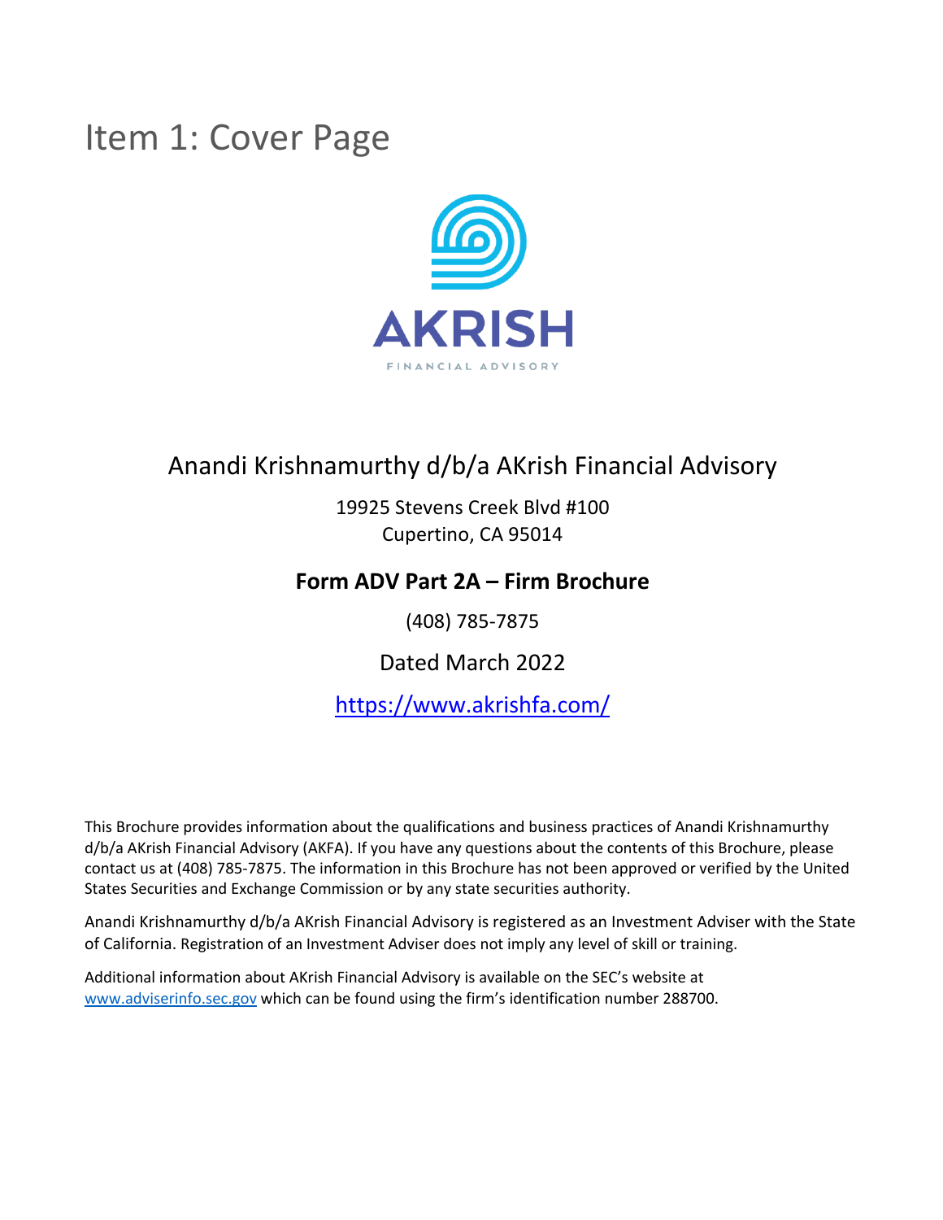# Item 1: Cover Page

AKRISH

FINANCIAL ADVISORY

## Anandi Krishnamurthy d/b/a AKrish Financial Advisory

19925 Stevens Creek Blvd #100
Cupertino, CA 95014

### Form ADV Part 2A – Firm Brochure

(408) 785-7875

Dated March 2022

https://www.akrishfa.com/

This Brochure provides information about the qualifications and business practices of Anandi Krishnamurthy d/b/a AKrish Financial Advisory (AKFA). If you have any questions about the contents of this Brochure, please contact us at (408) 785-7875. The information in this Brochure has not been approved or verified by the United States Securities and Exchange Commission or by any state securities authority.

Anandi Krishnamurthy d/b/a AKrish Financial Advisory is registered as an Investment Adviser with the State of California. Registration of an Investment Adviser does not imply any level of skill or training.

Additional information about AKrish Financial Advisory is available on the SEC's website at www.adviserinfo.sec.gov which can be found using the firm's identification number 288700.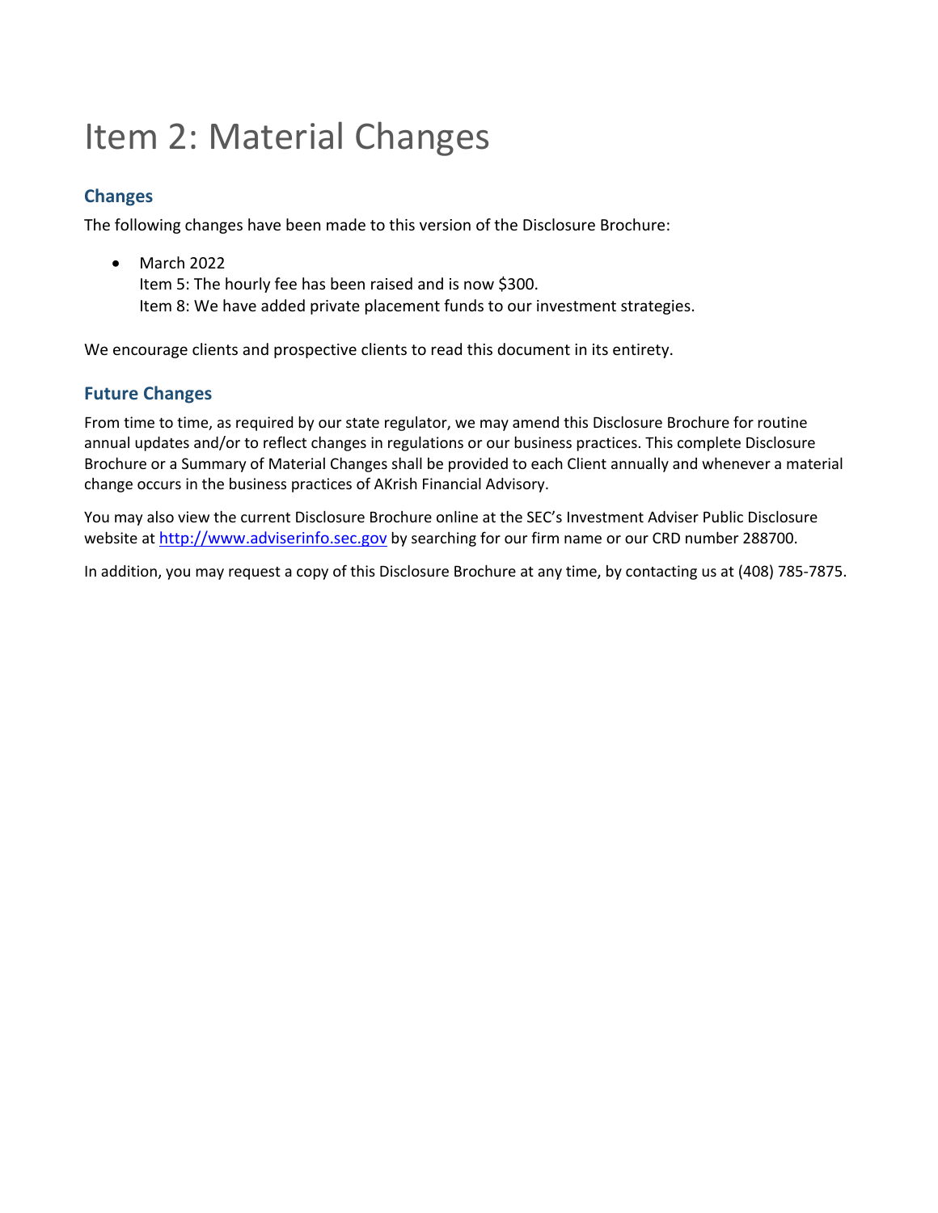# Item 2: Material Changes

## Changes

The following changes have been made to this version of the Disclosure Brochure:

- March 2022
  Item 5: The hourly fee has been raised and is now $300.
  Item 8: We have added private placement funds to our investment strategies.

We encourage clients and prospective clients to read this document in its entirety.

## Future Changes

From time to time, as required by our state regulator, we may amend this Disclosure Brochure for routine annual updates and/or to reflect changes in regulations or our business practices. This complete Disclosure Brochure or a Summary of Material Changes shall be provided to each Client annually and whenever a material change occurs in the business practices of AKrish Financial Advisory.

You may also view the current Disclosure Brochure online at the SEC's Investment Adviser Public Disclosure website at [http://www.adviserinfo.sec.gov](http://www.adviserinfo.sec.gov) by searching for our firm name or our CRD number 288700.

In addition, you may request a copy of this Disclosure Brochure at any time, by contacting us at (408) 785-7875.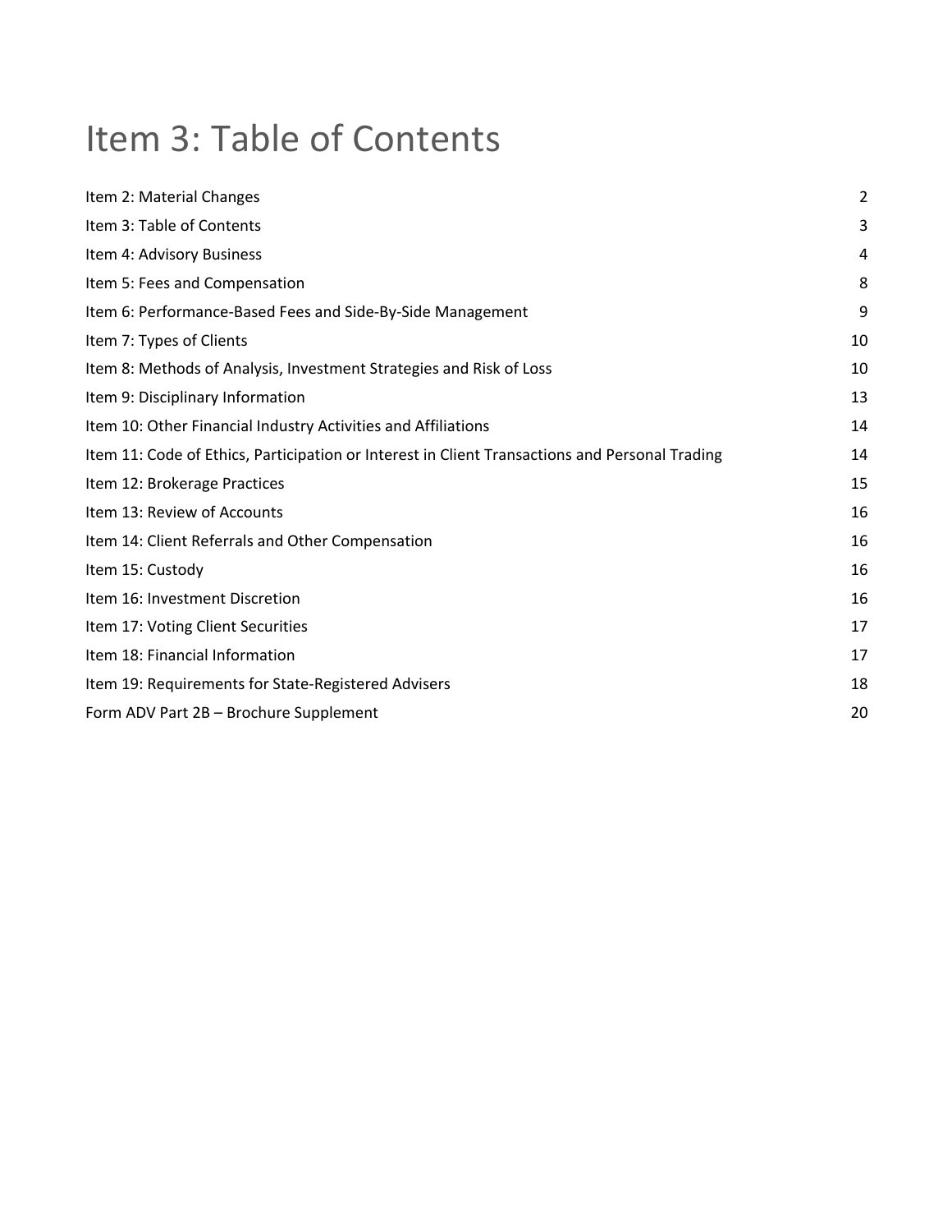# Item 3: Table of Contents

| | |
|---|---|
| Item 2: Material Changes | 2 |
| Item 3: Table of Contents | 3 |
| Item 4: Advisory Business | 4 |
| Item 5: Fees and Compensation | 8 |
| Item 6: Performance-Based Fees and Side-By-Side Management | 9 |
| Item 7: Types of Clients | 10 |
| Item 8: Methods of Analysis, Investment Strategies and Risk of Loss | 10 |
| Item 9: Disciplinary Information | 13 |
| Item 10: Other Financial Industry Activities and Affiliations | 14 |
| Item 11: Code of Ethics, Participation or Interest in Client Transactions and Personal Trading | 14 |
| Item 12: Brokerage Practices | 15 |
| Item 13: Review of Accounts | 16 |
| Item 14: Client Referrals and Other Compensation | 16 |
| Item 15: Custody | 16 |
| Item 16: Investment Discretion | 16 |
| Item 17: Voting Client Securities | 17 |
| Item 18: Financial Information | 17 |
| Item 19: Requirements for State-Registered Advisers | 18 |
| Form ADV Part 2B – Brochure Supplement | 20 |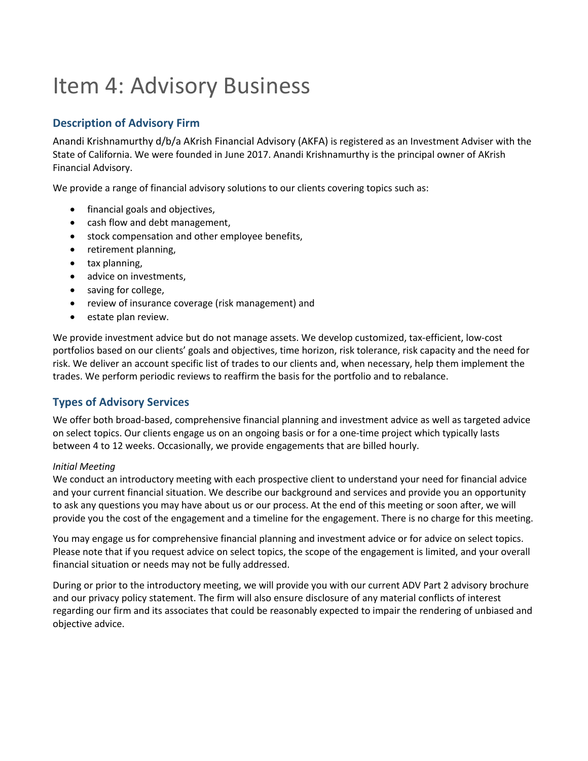# Item 4: Advisory Business

## Description of Advisory Firm

Anandi Krishnamurthy d/b/a AKrish Financial Advisory (AKFA) is registered as an Investment Adviser with the State of California. We were founded in June 2017. Anandi Krishnamurthy is the principal owner of AKrish Financial Advisory.

We provide a range of financial advisory solutions to our clients covering topics such as:

- financial goals and objectives,
- cash flow and debt management,
- stock compensation and other employee benefits,
- retirement planning,
- tax planning,
- advice on investments,
- saving for college,
- review of insurance coverage (risk management) and
- estate plan review.

We provide investment advice but do not manage assets. We develop customized, tax-efficient, low-cost portfolios based on our clients' goals and objectives, time horizon, risk tolerance, risk capacity and the need for risk. We deliver an account specific list of trades to our clients and, when necessary, help them implement the trades. We perform periodic reviews to reaffirm the basis for the portfolio and to rebalance.

## Types of Advisory Services

We offer both broad-based, comprehensive financial planning and investment advice as well as targeted advice on select topics. Our clients engage us on an ongoing basis or for a one-time project which typically lasts between 4 to 12 weeks. Occasionally, we provide engagements that are billed hourly.

*Initial Meeting*
We conduct an introductory meeting with each prospective client to understand your need for financial advice and your current financial situation. We describe our background and services and provide you an opportunity to ask any questions you may have about us or our process. At the end of this meeting or soon after, we will provide you the cost of the engagement and a timeline for the engagement. There is no charge for this meeting.

You may engage us for comprehensive financial planning and investment advice or for advice on select topics. Please note that if you request advice on select topics, the scope of the engagement is limited, and your overall financial situation or needs may not be fully addressed.

During or prior to the introductory meeting, we will provide you with our current ADV Part 2 advisory brochure and our privacy policy statement. The firm will also ensure disclosure of any material conflicts of interest regarding our firm and its associates that could be reasonably expected to impair the rendering of unbiased and objective advice.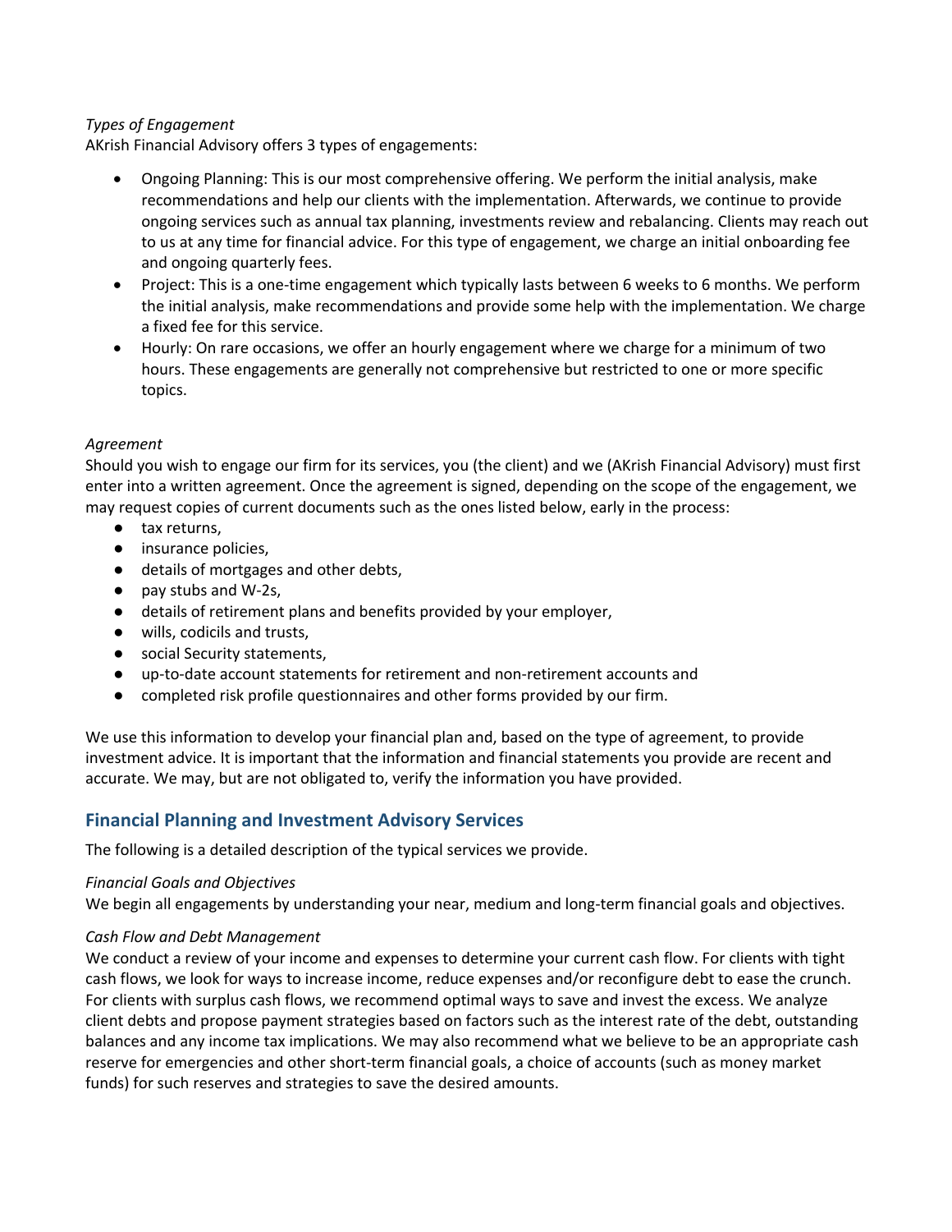*Types of Engagement*

AKrish Financial Advisory offers 3 types of engagements:

- Ongoing Planning: This is our most comprehensive offering. We perform the initial analysis, make recommendations and help our clients with the implementation. Afterwards, we continue to provide ongoing services such as annual tax planning, investments review and rebalancing. Clients may reach out to us at any time for financial advice. For this type of engagement, we charge an initial onboarding fee and ongoing quarterly fees.
- Project: This is a one-time engagement which typically lasts between 6 weeks to 6 months. We perform the initial analysis, make recommendations and provide some help with the implementation. We charge a fixed fee for this service.
- Hourly: On rare occasions, we offer an hourly engagement where we charge for a minimum of two hours. These engagements are generally not comprehensive but restricted to one or more specific topics.

*Agreement*

Should you wish to engage our firm for its services, you (the client) and we (AKrish Financial Advisory) must first enter into a written agreement. Once the agreement is signed, depending on the scope of the engagement, we may request copies of current documents such as the ones listed below, early in the process:

- tax returns,
- insurance policies,
- details of mortgages and other debts,
- pay stubs and W-2s,
- details of retirement plans and benefits provided by your employer,
- wills, codicils and trusts,
- social Security statements,
- up-to-date account statements for retirement and non-retirement accounts and
- completed risk profile questionnaires and other forms provided by our firm.

We use this information to develop your financial plan and, based on the type of agreement, to provide investment advice. It is important that the information and financial statements you provide are recent and accurate. We may, but are not obligated to, verify the information you have provided.

## Financial Planning and Investment Advisory Services

The following is a detailed description of the typical services we provide.

*Financial Goals and Objectives*

We begin all engagements by understanding your near, medium and long-term financial goals and objectives.

*Cash Flow and Debt Management*

We conduct a review of your income and expenses to determine your current cash flow. For clients with tight cash flows, we look for ways to increase income, reduce expenses and/or reconfigure debt to ease the crunch. For clients with surplus cash flows, we recommend optimal ways to save and invest the excess. We analyze client debts and propose payment strategies based on factors such as the interest rate of the debt, outstanding balances and any income tax implications. We may also recommend what we believe to be an appropriate cash reserve for emergencies and other short-term financial goals, a choice of accounts (such as money market funds) for such reserves and strategies to save the desired amounts.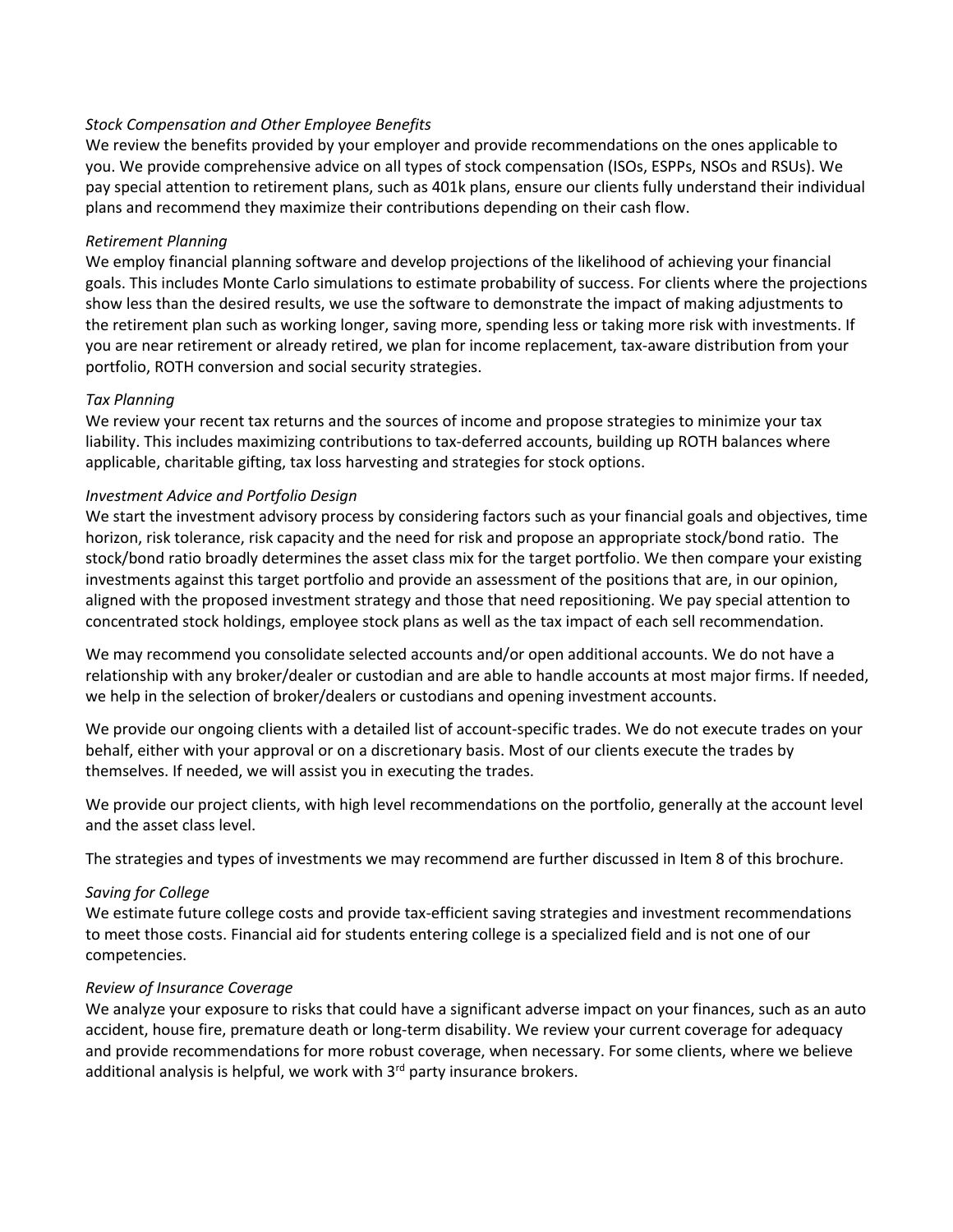*Stock Compensation and Other Employee Benefits*
We review the benefits provided by your employer and provide recommendations on the ones applicable to you. We provide comprehensive advice on all types of stock compensation (ISOs, ESPPs, NSOs and RSUs). We pay special attention to retirement plans, such as 401k plans, ensure our clients fully understand their individual plans and recommend they maximize their contributions depending on their cash flow.

*Retirement Planning*
We employ financial planning software and develop projections of the likelihood of achieving your financial goals. This includes Monte Carlo simulations to estimate probability of success. For clients where the projections show less than the desired results, we use the software to demonstrate the impact of making adjustments to the retirement plan such as working longer, saving more, spending less or taking more risk with investments. If you are near retirement or already retired, we plan for income replacement, tax-aware distribution from your portfolio, ROTH conversion and social security strategies.

*Tax Planning*
We review your recent tax returns and the sources of income and propose strategies to minimize your tax liability. This includes maximizing contributions to tax-deferred accounts, building up ROTH balances where applicable, charitable gifting, tax loss harvesting and strategies for stock options.

*Investment Advice and Portfolio Design*
We start the investment advisory process by considering factors such as your financial goals and objectives, time horizon, risk tolerance, risk capacity and the need for risk and propose an appropriate stock/bond ratio. The stock/bond ratio broadly determines the asset class mix for the target portfolio. We then compare your existing investments against this target portfolio and provide an assessment of the positions that are, in our opinion, aligned with the proposed investment strategy and those that need repositioning. We pay special attention to concentrated stock holdings, employee stock plans as well as the tax impact of each sell recommendation.

We may recommend you consolidate selected accounts and/or open additional accounts. We do not have a relationship with any broker/dealer or custodian and are able to handle accounts at most major firms. If needed, we help in the selection of broker/dealers or custodians and opening investment accounts.

We provide our ongoing clients with a detailed list of account-specific trades. We do not execute trades on your behalf, either with your approval or on a discretionary basis. Most of our clients execute the trades by themselves. If needed, we will assist you in executing the trades.

We provide our project clients, with high level recommendations on the portfolio, generally at the account level and the asset class level.

The strategies and types of investments we may recommend are further discussed in Item 8 of this brochure.

*Saving for College*
We estimate future college costs and provide tax-efficient saving strategies and investment recommendations to meet those costs. Financial aid for students entering college is a specialized field and is not one of our competencies.

*Review of Insurance Coverage*
We analyze your exposure to risks that could have a significant adverse impact on your finances, such as an auto accident, house fire, premature death or long-term disability. We review your current coverage for adequacy and provide recommendations for more robust coverage, when necessary. For some clients, where we believe additional analysis is helpful, we work with 3rd party insurance brokers.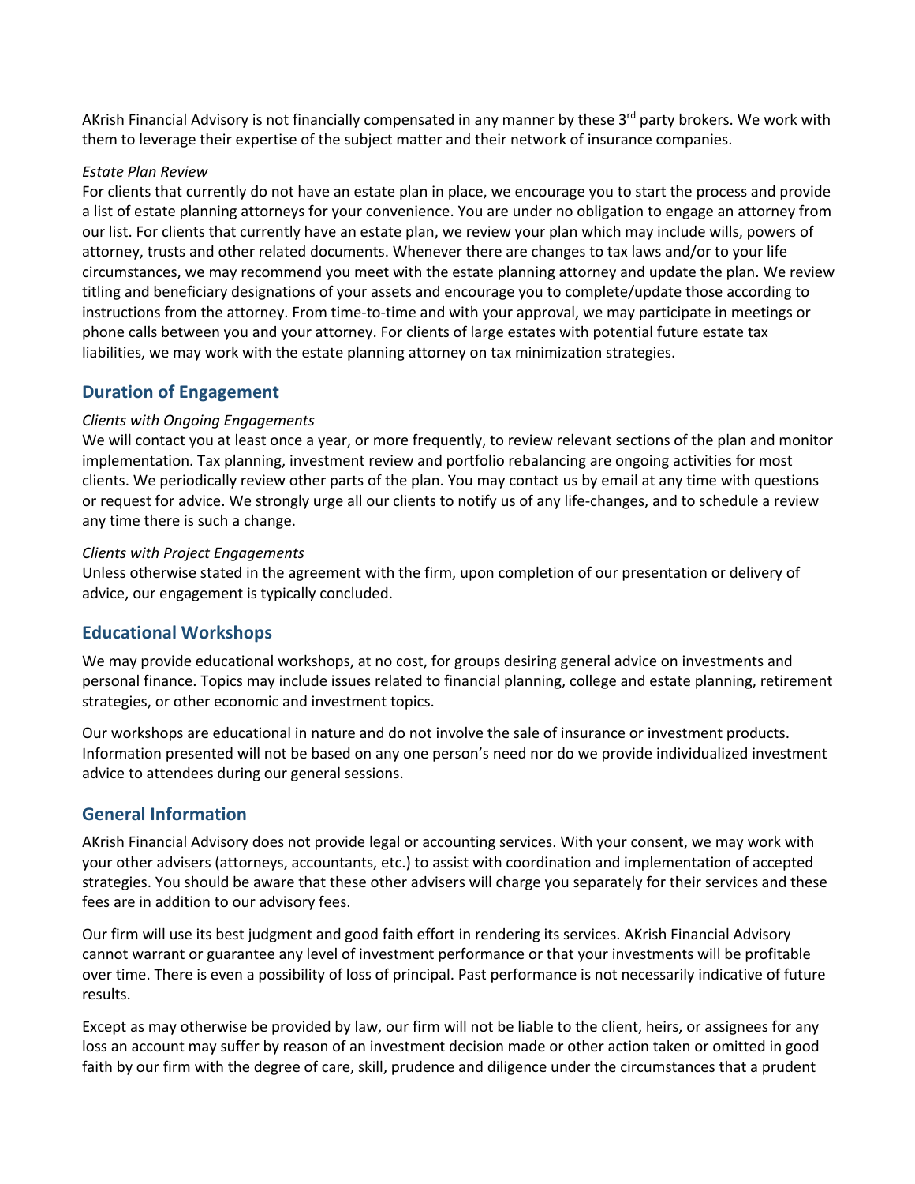AKrish Financial Advisory is not financially compensated in any manner by these 3rd party brokers. We work with them to leverage their expertise of the subject matter and their network of insurance companies.

*Estate Plan Review*

For clients that currently do not have an estate plan in place, we encourage you to start the process and provide a list of estate planning attorneys for your convenience. You are under no obligation to engage an attorney from our list. For clients that currently have an estate plan, we review your plan which may include wills, powers of attorney, trusts and other related documents. Whenever there are changes to tax laws and/or to your life circumstances, we may recommend you meet with the estate planning attorney and update the plan. We review titling and beneficiary designations of your assets and encourage you to complete/update those according to instructions from the attorney. From time-to-time and with your approval, we may participate in meetings or phone calls between you and your attorney. For clients of large estates with potential future estate tax liabilities, we may work with the estate planning attorney on tax minimization strategies.

## Duration of Engagement

*Clients with Ongoing Engagements*

We will contact you at least once a year, or more frequently, to review relevant sections of the plan and monitor implementation. Tax planning, investment review and portfolio rebalancing are ongoing activities for most clients. We periodically review other parts of the plan. You may contact us by email at any time with questions or request for advice. We strongly urge all our clients to notify us of any life-changes, and to schedule a review any time there is such a change.

*Clients with Project Engagements*

Unless otherwise stated in the agreement with the firm, upon completion of our presentation or delivery of advice, our engagement is typically concluded.

## Educational Workshops

We may provide educational workshops, at no cost, for groups desiring general advice on investments and personal finance. Topics may include issues related to financial planning, college and estate planning, retirement strategies, or other economic and investment topics.

Our workshops are educational in nature and do not involve the sale of insurance or investment products. Information presented will not be based on any one person's need nor do we provide individualized investment advice to attendees during our general sessions.

## General Information

AKrish Financial Advisory does not provide legal or accounting services. With your consent, we may work with your other advisers (attorneys, accountants, etc.) to assist with coordination and implementation of accepted strategies. You should be aware that these other advisers will charge you separately for their services and these fees are in addition to our advisory fees.

Our firm will use its best judgment and good faith effort in rendering its services. AKrish Financial Advisory cannot warrant or guarantee any level of investment performance or that your investments will be profitable over time. There is even a possibility of loss of principal. Past performance is not necessarily indicative of future results.

Except as may otherwise be provided by law, our firm will not be liable to the client, heirs, or assignees for any loss an account may suffer by reason of an investment decision made or other action taken or omitted in good faith by our firm with the degree of care, skill, prudence and diligence under the circumstances that a prudent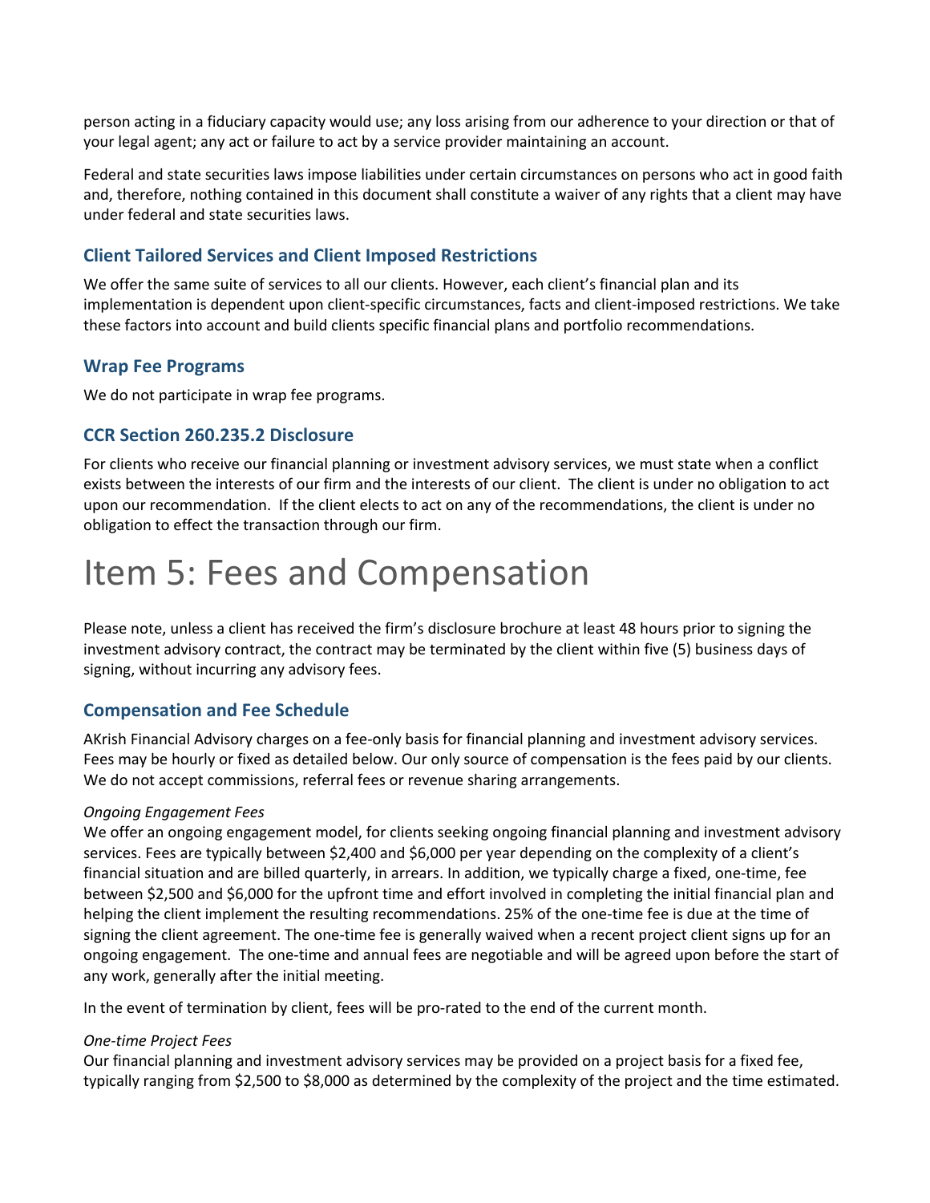person acting in a fiduciary capacity would use; any loss arising from our adherence to your direction or that of your legal agent; any act or failure to act by a service provider maintaining an account.

Federal and state securities laws impose liabilities under certain circumstances on persons who act in good faith and, therefore, nothing contained in this document shall constitute a waiver of any rights that a client may have under federal and state securities laws.

### Client Tailored Services and Client Imposed Restrictions

We offer the same suite of services to all our clients. However, each client's financial plan and its implementation is dependent upon client-specific circumstances, facts and client-imposed restrictions. We take these factors into account and build clients specific financial plans and portfolio recommendations.

### Wrap Fee Programs

We do not participate in wrap fee programs.

### CCR Section 260.235.2 Disclosure

For clients who receive our financial planning or investment advisory services, we must state when a conflict exists between the interests of our firm and the interests of our client. The client is under no obligation to act upon our recommendation. If the client elects to act on any of the recommendations, the client is under no obligation to effect the transaction through our firm.

# Item 5: Fees and Compensation

Please note, unless a client has received the firm's disclosure brochure at least 48 hours prior to signing the investment advisory contract, the contract may be terminated by the client within five (5) business days of signing, without incurring any advisory fees.

### Compensation and Fee Schedule

AKrish Financial Advisory charges on a fee-only basis for financial planning and investment advisory services. Fees may be hourly or fixed as detailed below. Our only source of compensation is the fees paid by our clients. We do not accept commissions, referral fees or revenue sharing arrangements.

*Ongoing Engagement Fees*
We offer an ongoing engagement model, for clients seeking ongoing financial planning and investment advisory services. Fees are typically between $2,400 and $6,000 per year depending on the complexity of a client's financial situation and are billed quarterly, in arrears. In addition, we typically charge a fixed, one-time, fee between $2,500 and $6,000 for the upfront time and effort involved in completing the initial financial plan and helping the client implement the resulting recommendations. 25% of the one-time fee is due at the time of signing the client agreement. The one-time fee is generally waived when a recent project client signs up for an ongoing engagement. The one-time and annual fees are negotiable and will be agreed upon before the start of any work, generally after the initial meeting.

In the event of termination by client, fees will be pro-rated to the end of the current month.

*One-time Project Fees*
Our financial planning and investment advisory services may be provided on a project basis for a fixed fee, typically ranging from $2,500 to $8,000 as determined by the complexity of the project and the time estimated.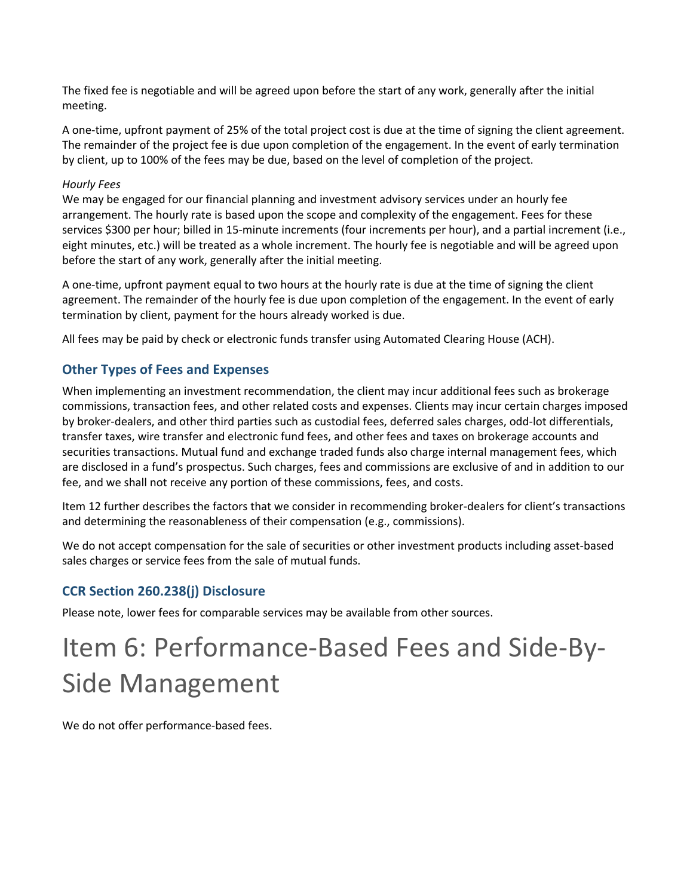The fixed fee is negotiable and will be agreed upon before the start of any work, generally after the initial meeting.

A one-time, upfront payment of 25% of the total project cost is due at the time of signing the client agreement. The remainder of the project fee is due upon completion of the engagement. In the event of early termination by client, up to 100% of the fees may be due, based on the level of completion of the project.

*Hourly Fees*

We may be engaged for our financial planning and investment advisory services under an hourly fee arrangement. The hourly rate is based upon the scope and complexity of the engagement. Fees for these services $300 per hour; billed in 15-minute increments (four increments per hour), and a partial increment (i.e., eight minutes, etc.) will be treated as a whole increment. The hourly fee is negotiable and will be agreed upon before the start of any work, generally after the initial meeting.

A one-time, upfront payment equal to two hours at the hourly rate is due at the time of signing the client agreement. The remainder of the hourly fee is due upon completion of the engagement. In the event of early termination by client, payment for the hours already worked is due.

All fees may be paid by check or electronic funds transfer using Automated Clearing House (ACH).

## Other Types of Fees and Expenses

When implementing an investment recommendation, the client may incur additional fees such as brokerage commissions, transaction fees, and other related costs and expenses. Clients may incur certain charges imposed by broker-dealers, and other third parties such as custodial fees, deferred sales charges, odd-lot differentials, transfer taxes, wire transfer and electronic fund fees, and other fees and taxes on brokerage accounts and securities transactions. Mutual fund and exchange traded funds also charge internal management fees, which are disclosed in a fund's prospectus. Such charges, fees and commissions are exclusive of and in addition to our fee, and we shall not receive any portion of these commissions, fees, and costs.

Item 12 further describes the factors that we consider in recommending broker-dealers for client's transactions and determining the reasonableness of their compensation (e.g., commissions).

We do not accept compensation for the sale of securities or other investment products including asset-based sales charges or service fees from the sale of mutual funds.

## CCR Section 260.238(j) Disclosure

Please note, lower fees for comparable services may be available from other sources.

# Item 6: Performance-Based Fees and Side-By-Side Management

We do not offer performance-based fees.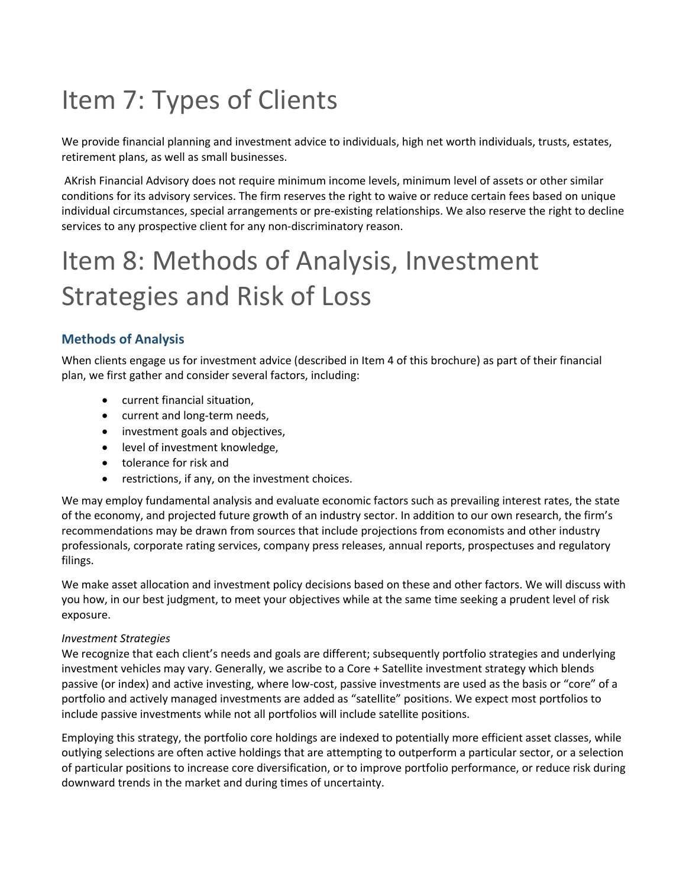# Item 7: Types of Clients

We provide financial planning and investment advice to individuals, high net worth individuals, trusts, estates, retirement plans, as well as small businesses.

AKrish Financial Advisory does not require minimum income levels, minimum level of assets or other similar conditions for its advisory services. The firm reserves the right to waive or reduce certain fees based on unique individual circumstances, special arrangements or pre-existing relationships. We also reserve the right to decline services to any prospective client for any non-discriminatory reason.

# Item 8: Methods of Analysis, Investment Strategies and Risk of Loss

### Methods of Analysis

When clients engage us for investment advice (described in Item 4 of this brochure) as part of their financial plan, we first gather and consider several factors, including:

- current financial situation,
- current and long-term needs,
- investment goals and objectives,
- level of investment knowledge,
- tolerance for risk and
- restrictions, if any, on the investment choices.

We may employ fundamental analysis and evaluate economic factors such as prevailing interest rates, the state of the economy, and projected future growth of an industry sector. In addition to our own research, the firm's recommendations may be drawn from sources that include projections from economists and other industry professionals, corporate rating services, company press releases, annual reports, prospectuses and regulatory filings.

We make asset allocation and investment policy decisions based on these and other factors. We will discuss with you how, in our best judgment, to meet your objectives while at the same time seeking a prudent level of risk exposure.

*Investment Strategies*

We recognize that each client's needs and goals are different; subsequently portfolio strategies and underlying investment vehicles may vary. Generally, we ascribe to a Core + Satellite investment strategy which blends passive (or index) and active investing, where low-cost, passive investments are used as the basis or "core" of a portfolio and actively managed investments are added as "satellite" positions. We expect most portfolios to include passive investments while not all portfolios will include satellite positions.

Employing this strategy, the portfolio core holdings are indexed to potentially more efficient asset classes, while outlying selections are often active holdings that are attempting to outperform a particular sector, or a selection of particular positions to increase core diversification, or to improve portfolio performance, or reduce risk during downward trends in the market and during times of uncertainty.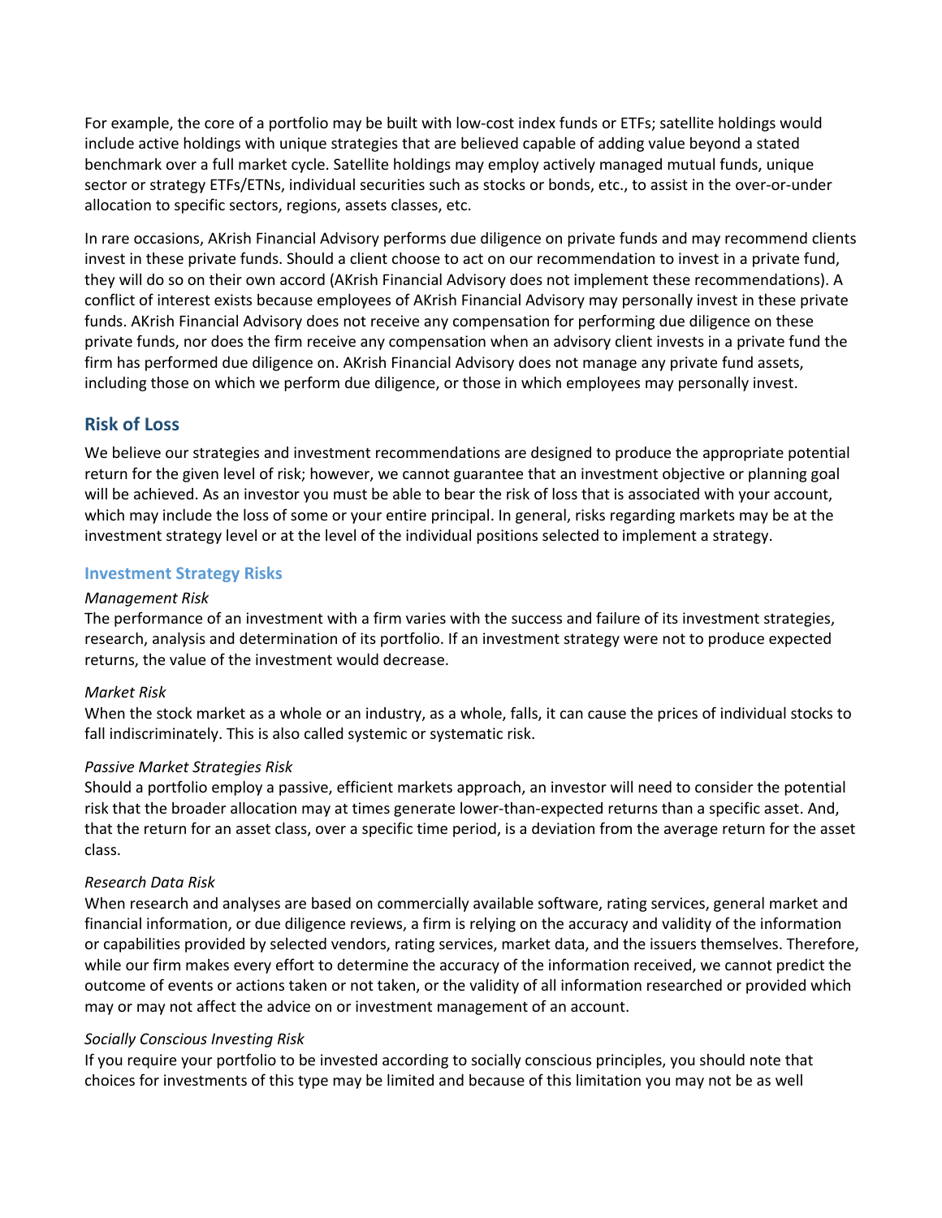For example, the core of a portfolio may be built with low-cost index funds or ETFs; satellite holdings would include active holdings with unique strategies that are believed capable of adding value beyond a stated benchmark over a full market cycle. Satellite holdings may employ actively managed mutual funds, unique sector or strategy ETFs/ETNs, individual securities such as stocks or bonds, etc., to assist in the over-or-under allocation to specific sectors, regions, assets classes, etc.

In rare occasions, AKrish Financial Advisory performs due diligence on private funds and may recommend clients invest in these private funds. Should a client choose to act on our recommendation to invest in a private fund, they will do so on their own accord (AKrish Financial Advisory does not implement these recommendations). A conflict of interest exists because employees of AKrish Financial Advisory may personally invest in these private funds. AKrish Financial Advisory does not receive any compensation for performing due diligence on these private funds, nor does the firm receive any compensation when an advisory client invests in a private fund the firm has performed due diligence on. AKrish Financial Advisory does not manage any private fund assets, including those on which we perform due diligence, or those in which employees may personally invest.

## Risk of Loss

We believe our strategies and investment recommendations are designed to produce the appropriate potential return for the given level of risk; however, we cannot guarantee that an investment objective or planning goal will be achieved. As an investor you must be able to bear the risk of loss that is associated with your account, which may include the loss of some or your entire principal. In general, risks regarding markets may be at the investment strategy level or at the level of the individual positions selected to implement a strategy.

### Investment Strategy Risks

*Management Risk*
The performance of an investment with a firm varies with the success and failure of its investment strategies, research, analysis and determination of its portfolio. If an investment strategy were not to produce expected returns, the value of the investment would decrease.

*Market Risk*
When the stock market as a whole or an industry, as a whole, falls, it can cause the prices of individual stocks to fall indiscriminately. This is also called systemic or systematic risk.

*Passive Market Strategies Risk*
Should a portfolio employ a passive, efficient markets approach, an investor will need to consider the potential risk that the broader allocation may at times generate lower-than-expected returns than a specific asset. And, that the return for an asset class, over a specific time period, is a deviation from the average return for the asset class.

*Research Data Risk*
When research and analyses are based on commercially available software, rating services, general market and financial information, or due diligence reviews, a firm is relying on the accuracy and validity of the information or capabilities provided by selected vendors, rating services, market data, and the issuers themselves. Therefore, while our firm makes every effort to determine the accuracy of the information received, we cannot predict the outcome of events or actions taken or not taken, or the validity of all information researched or provided which may or may not affect the advice on or investment management of an account.

*Socially Conscious Investing Risk*
If you require your portfolio to be invested according to socially conscious principles, you should note that choices for investments of this type may be limited and because of this limitation you may not be as well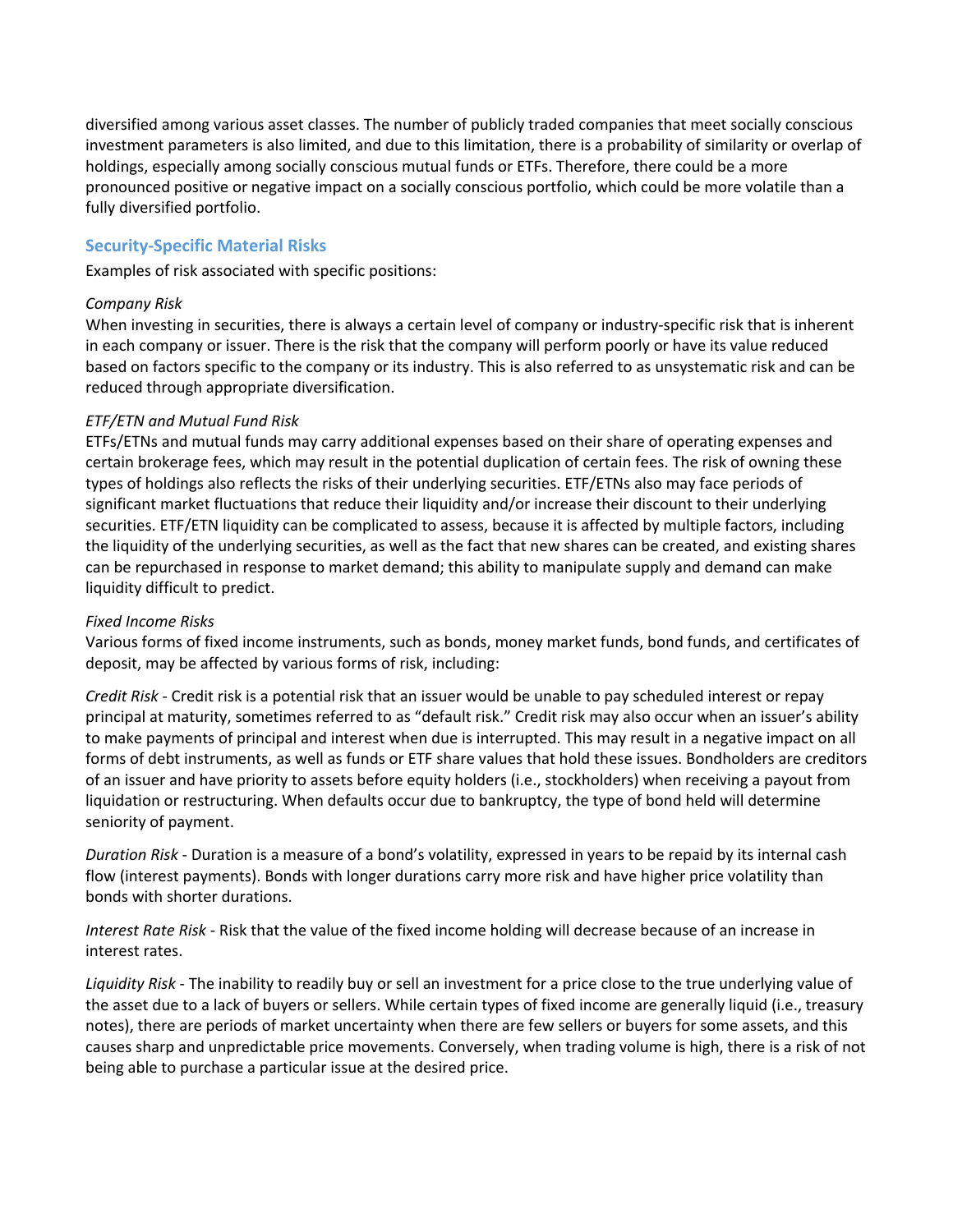diversified among various asset classes. The number of publicly traded companies that meet socially conscious investment parameters is also limited, and due to this limitation, there is a probability of similarity or overlap of holdings, especially among socially conscious mutual funds or ETFs. Therefore, there could be a more pronounced positive or negative impact on a socially conscious portfolio, which could be more volatile than a fully diversified portfolio.

## Security-Specific Material Risks

Examples of risk associated with specific positions:

*Company Risk*
When investing in securities, there is always a certain level of company or industry-specific risk that is inherent in each company or issuer. There is the risk that the company will perform poorly or have its value reduced based on factors specific to the company or its industry. This is also referred to as unsystematic risk and can be reduced through appropriate diversification.

*ETF/ETN and Mutual Fund Risk*
ETFs/ETNs and mutual funds may carry additional expenses based on their share of operating expenses and certain brokerage fees, which may result in the potential duplication of certain fees. The risk of owning these types of holdings also reflects the risks of their underlying securities. ETF/ETNs also may face periods of significant market fluctuations that reduce their liquidity and/or increase their discount to their underlying securities. ETF/ETN liquidity can be complicated to assess, because it is affected by multiple factors, including the liquidity of the underlying securities, as well as the fact that new shares can be created, and existing shares can be repurchased in response to market demand; this ability to manipulate supply and demand can make liquidity difficult to predict.

*Fixed Income Risks*
Various forms of fixed income instruments, such as bonds, money market funds, bond funds, and certificates of deposit, may be affected by various forms of risk, including:

*Credit Risk* - Credit risk is a potential risk that an issuer would be unable to pay scheduled interest or repay principal at maturity, sometimes referred to as "default risk." Credit risk may also occur when an issuer's ability to make payments of principal and interest when due is interrupted. This may result in a negative impact on all forms of debt instruments, as well as funds or ETF share values that hold these issues. Bondholders are creditors of an issuer and have priority to assets before equity holders (i.e., stockholders) when receiving a payout from liquidation or restructuring. When defaults occur due to bankruptcy, the type of bond held will determine seniority of payment.

*Duration Risk* - Duration is a measure of a bond's volatility, expressed in years to be repaid by its internal cash flow (interest payments). Bonds with longer durations carry more risk and have higher price volatility than bonds with shorter durations.

*Interest Rate Risk* - Risk that the value of the fixed income holding will decrease because of an increase in interest rates.

*Liquidity Risk* - The inability to readily buy or sell an investment for a price close to the true underlying value of the asset due to a lack of buyers or sellers. While certain types of fixed income are generally liquid (i.e., treasury notes), there are periods of market uncertainty when there are few sellers or buyers for some assets, and this causes sharp and unpredictable price movements. Conversely, when trading volume is high, there is a risk of not being able to purchase a particular issue at the desired price.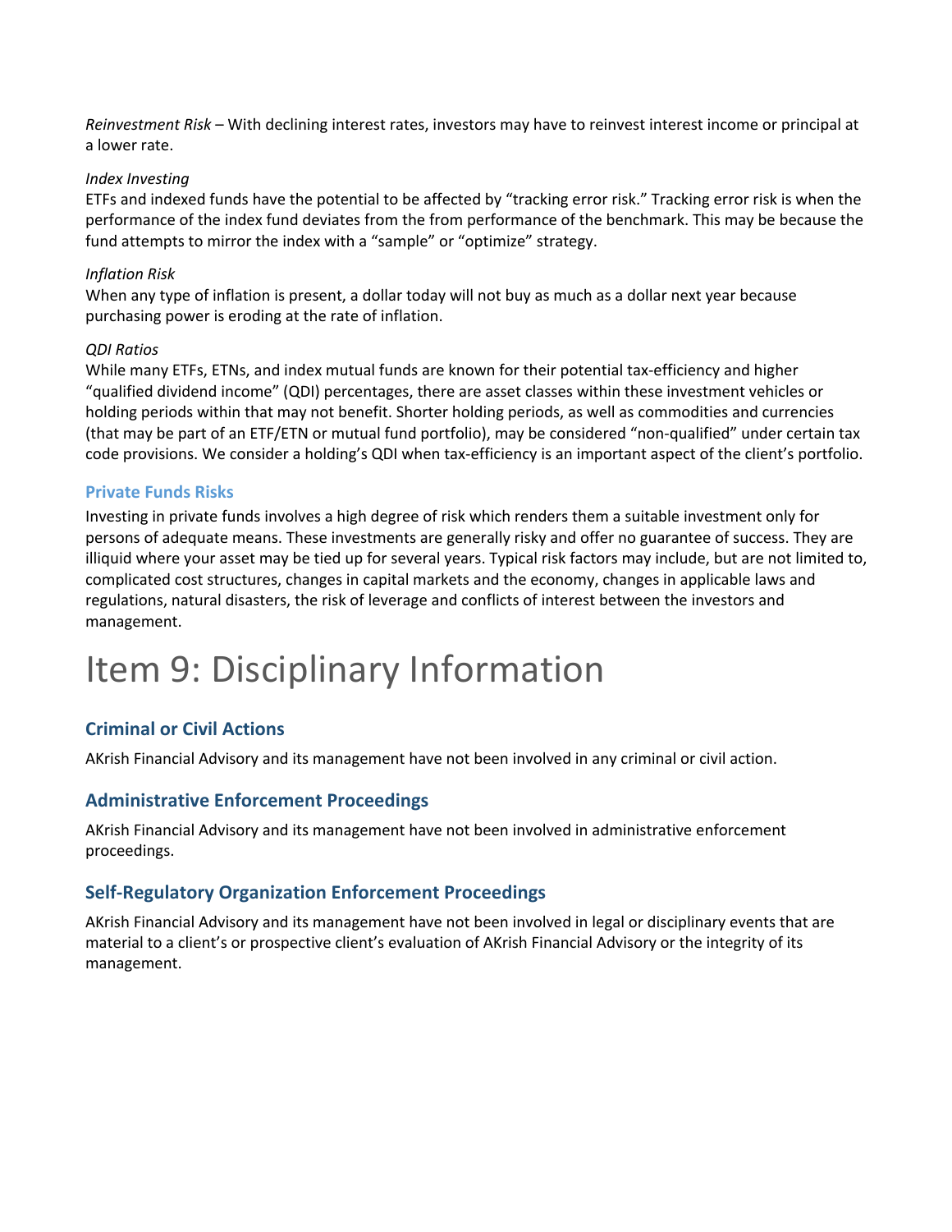*Reinvestment Risk* – With declining interest rates, investors may have to reinvest interest income or principal at a lower rate.

*Index Investing*

ETFs and indexed funds have the potential to be affected by "tracking error risk." Tracking error risk is when the performance of the index fund deviates from the from performance of the benchmark. This may be because the fund attempts to mirror the index with a "sample" or "optimize" strategy.

*Inflation Risk*

When any type of inflation is present, a dollar today will not buy as much as a dollar next year because purchasing power is eroding at the rate of inflation.

*QDI Ratios*

While many ETFs, ETNs, and index mutual funds are known for their potential tax-efficiency and higher "qualified dividend income" (QDI) percentages, there are asset classes within these investment vehicles or holding periods within that may not benefit. Shorter holding periods, as well as commodities and currencies (that may be part of an ETF/ETN or mutual fund portfolio), may be considered "non-qualified" under certain tax code provisions. We consider a holding's QDI when tax-efficiency is an important aspect of the client's portfolio.

### Private Funds Risks

Investing in private funds involves a high degree of risk which renders them a suitable investment only for persons of adequate means. These investments are generally risky and offer no guarantee of success. They are illiquid where your asset may be tied up for several years. Typical risk factors may include, but are not limited to, complicated cost structures, changes in capital markets and the economy, changes in applicable laws and regulations, natural disasters, the risk of leverage and conflicts of interest between the investors and management.

# Item 9: Disciplinary Information

## Criminal or Civil Actions

AKrish Financial Advisory and its management have not been involved in any criminal or civil action.

## Administrative Enforcement Proceedings

AKrish Financial Advisory and its management have not been involved in administrative enforcement proceedings.

## Self-Regulatory Organization Enforcement Proceedings

AKrish Financial Advisory and its management have not been involved in legal or disciplinary events that are material to a client's or prospective client's evaluation of AKrish Financial Advisory or the integrity of its management.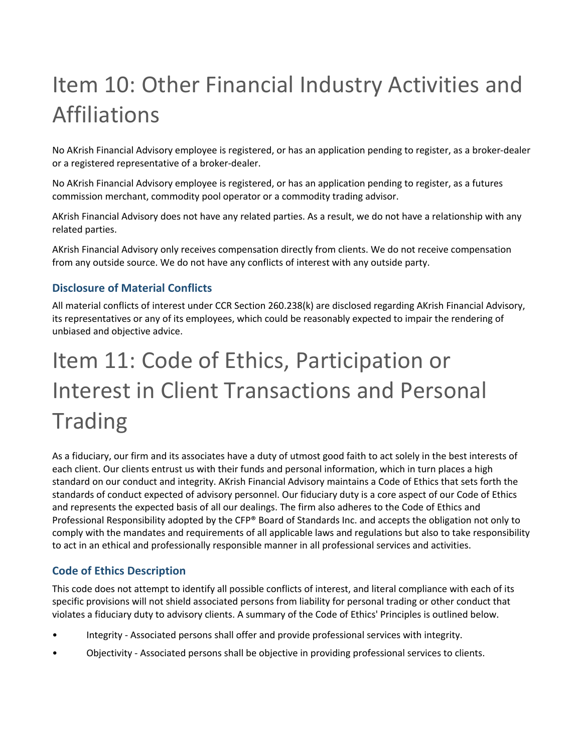# Item 10: Other Financial Industry Activities and Affiliations

No AKrish Financial Advisory employee is registered, or has an application pending to register, as a broker-dealer or a registered representative of a broker-dealer.

No AKrish Financial Advisory employee is registered, or has an application pending to register, as a futures commission merchant, commodity pool operator or a commodity trading advisor.

AKrish Financial Advisory does not have any related parties. As a result, we do not have a relationship with any related parties.

AKrish Financial Advisory only receives compensation directly from clients. We do not receive compensation from any outside source. We do not have any conflicts of interest with any outside party.

## Disclosure of Material Conflicts

All material conflicts of interest under CCR Section 260.238(k) are disclosed regarding AKrish Financial Advisory, its representatives or any of its employees, which could be reasonably expected to impair the rendering of unbiased and objective advice.

# Item 11: Code of Ethics, Participation or Interest in Client Transactions and Personal Trading

As a fiduciary, our firm and its associates have a duty of utmost good faith to act solely in the best interests of each client. Our clients entrust us with their funds and personal information, which in turn places a high standard on our conduct and integrity. AKrish Financial Advisory maintains a Code of Ethics that sets forth the standards of conduct expected of advisory personnel. Our fiduciary duty is a core aspect of our Code of Ethics and represents the expected basis of all our dealings. The firm also adheres to the Code of Ethics and Professional Responsibility adopted by the CFP® Board of Standards Inc. and accepts the obligation not only to comply with the mandates and requirements of all applicable laws and regulations but also to take responsibility to act in an ethical and professionally responsible manner in all professional services and activities.

## Code of Ethics Description

This code does not attempt to identify all possible conflicts of interest, and literal compliance with each of its specific provisions will not shield associated persons from liability for personal trading or other conduct that violates a fiduciary duty to advisory clients. A summary of the Code of Ethics' Principles is outlined below.

- Integrity - Associated persons shall offer and provide professional services with integrity.
- Objectivity - Associated persons shall be objective in providing professional services to clients.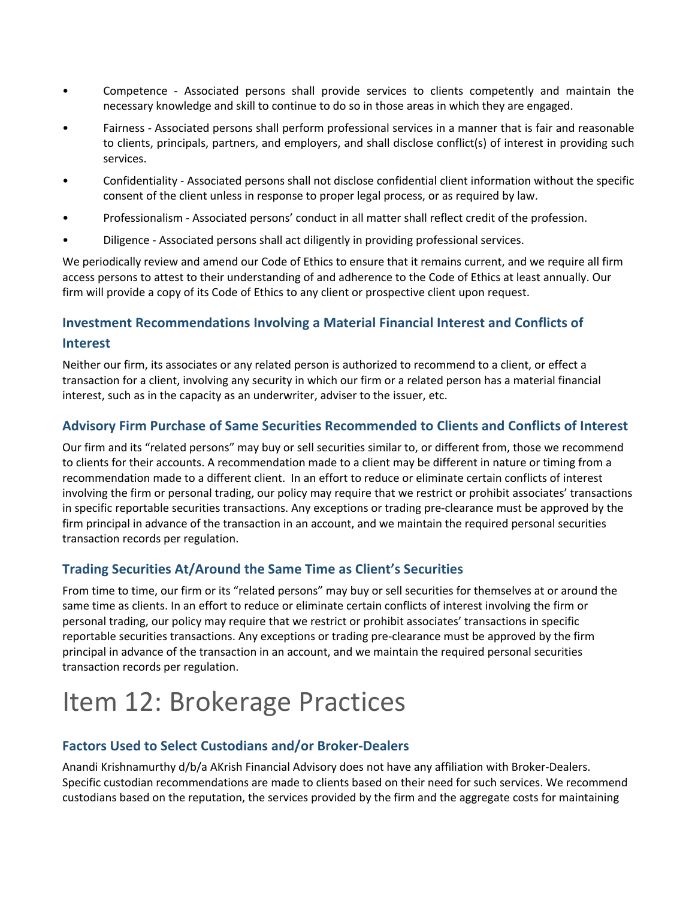- Competence - Associated persons shall provide services to clients competently and maintain the necessary knowledge and skill to continue to do so in those areas in which they are engaged.
- Fairness - Associated persons shall perform professional services in a manner that is fair and reasonable to clients, principals, partners, and employers, and shall disclose conflict(s) of interest in providing such services.
- Confidentiality - Associated persons shall not disclose confidential client information without the specific consent of the client unless in response to proper legal process, or as required by law.
- Professionalism - Associated persons' conduct in all matter shall reflect credit of the profession.
- Diligence - Associated persons shall act diligently in providing professional services.

We periodically review and amend our Code of Ethics to ensure that it remains current, and we require all firm access persons to attest to their understanding of and adherence to the Code of Ethics at least annually. Our firm will provide a copy of its Code of Ethics to any client or prospective client upon request.

### Investment Recommendations Involving a Material Financial Interest and Conflicts of Interest

Neither our firm, its associates or any related person is authorized to recommend to a client, or effect a transaction for a client, involving any security in which our firm or a related person has a material financial interest, such as in the capacity as an underwriter, adviser to the issuer, etc.

### Advisory Firm Purchase of Same Securities Recommended to Clients and Conflicts of Interest

Our firm and its "related persons" may buy or sell securities similar to, or different from, those we recommend to clients for their accounts. A recommendation made to a client may be different in nature or timing from a recommendation made to a different client. In an effort to reduce or eliminate certain conflicts of interest involving the firm or personal trading, our policy may require that we restrict or prohibit associates' transactions in specific reportable securities transactions. Any exceptions or trading pre-clearance must be approved by the firm principal in advance of the transaction in an account, and we maintain the required personal securities transaction records per regulation.

### Trading Securities At/Around the Same Time as Client's Securities

From time to time, our firm or its "related persons" may buy or sell securities for themselves at or around the same time as clients. In an effort to reduce or eliminate certain conflicts of interest involving the firm or personal trading, our policy may require that we restrict or prohibit associates' transactions in specific reportable securities transactions. Any exceptions or trading pre-clearance must be approved by the firm principal in advance of the transaction in an account, and we maintain the required personal securities transaction records per regulation.

# Item 12: Brokerage Practices

### Factors Used to Select Custodians and/or Broker-Dealers

Anandi Krishnamurthy d/b/a AKrish Financial Advisory does not have any affiliation with Broker-Dealers. Specific custodian recommendations are made to clients based on their need for such services. We recommend custodians based on the reputation, the services provided by the firm and the aggregate costs for maintaining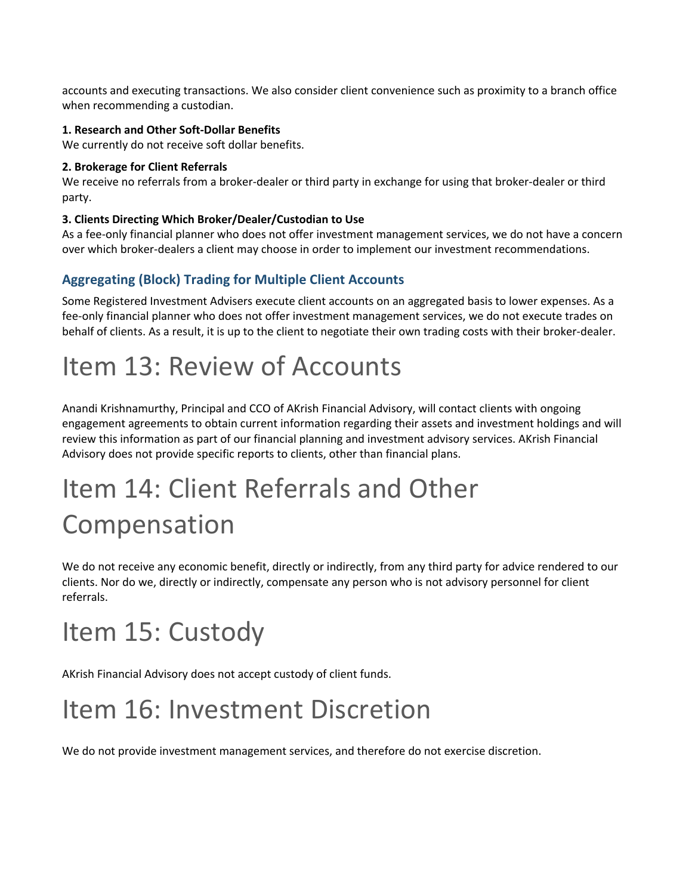accounts and executing transactions. We also consider client convenience such as proximity to a branch office when recommending a custodian.

**1. Research and Other Soft-Dollar Benefits**
We currently do not receive soft dollar benefits.

**2. Brokerage for Client Referrals**
We receive no referrals from a broker-dealer or third party in exchange for using that broker-dealer or third party.

**3. Clients Directing Which Broker/Dealer/Custodian to Use**
As a fee-only financial planner who does not offer investment management services, we do not have a concern over which broker-dealers a client may choose in order to implement our investment recommendations.

### Aggregating (Block) Trading for Multiple Client Accounts

Some Registered Investment Advisers execute client accounts on an aggregated basis to lower expenses. As a fee-only financial planner who does not offer investment management services, we do not execute trades on behalf of clients. As a result, it is up to the client to negotiate their own trading costs with their broker-dealer.

# Item 13: Review of Accounts

Anandi Krishnamurthy, Principal and CCO of AKrish Financial Advisory, will contact clients with ongoing engagement agreements to obtain current information regarding their assets and investment holdings and will review this information as part of our financial planning and investment advisory services. AKrish Financial Advisory does not provide specific reports to clients, other than financial plans.

# Item 14: Client Referrals and Other Compensation

We do not receive any economic benefit, directly or indirectly, from any third party for advice rendered to our clients. Nor do we, directly or indirectly, compensate any person who is not advisory personnel for client referrals.

# Item 15: Custody

AKrish Financial Advisory does not accept custody of client funds.

# Item 16: Investment Discretion

We do not provide investment management services, and therefore do not exercise discretion.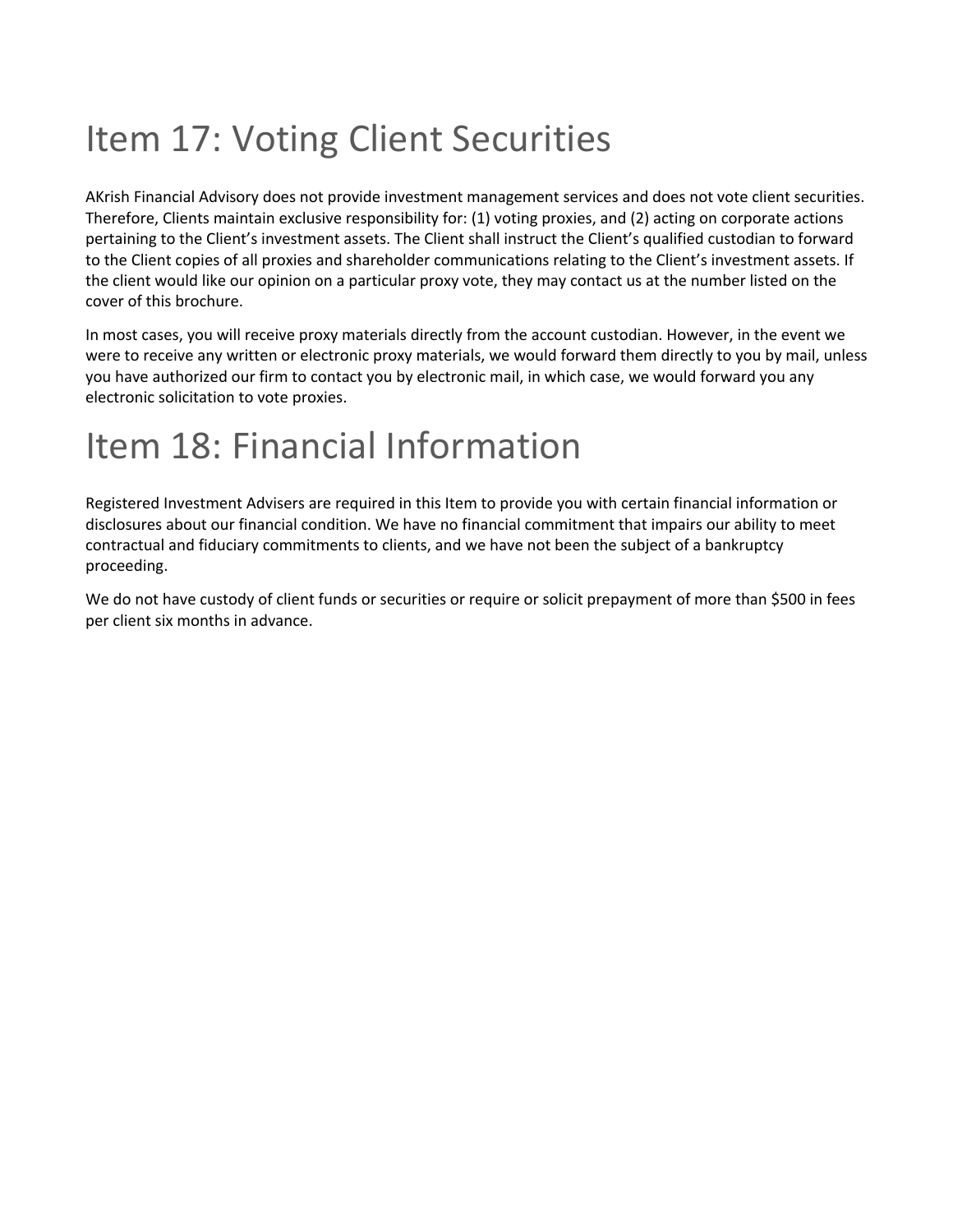# Item 17: Voting Client Securities

AKrish Financial Advisory does not provide investment management services and does not vote client securities. Therefore, Clients maintain exclusive responsibility for: (1) voting proxies, and (2) acting on corporate actions pertaining to the Client's investment assets. The Client shall instruct the Client's qualified custodian to forward to the Client copies of all proxies and shareholder communications relating to the Client's investment assets. If the client would like our opinion on a particular proxy vote, they may contact us at the number listed on the cover of this brochure.

In most cases, you will receive proxy materials directly from the account custodian. However, in the event we were to receive any written or electronic proxy materials, we would forward them directly to you by mail, unless you have authorized our firm to contact you by electronic mail, in which case, we would forward you any electronic solicitation to vote proxies.

# Item 18: Financial Information

Registered Investment Advisers are required in this Item to provide you with certain financial information or disclosures about our financial condition. We have no financial commitment that impairs our ability to meet contractual and fiduciary commitments to clients, and we have not been the subject of a bankruptcy proceeding.

We do not have custody of client funds or securities or require or solicit prepayment of more than $500 in fees per client six months in advance.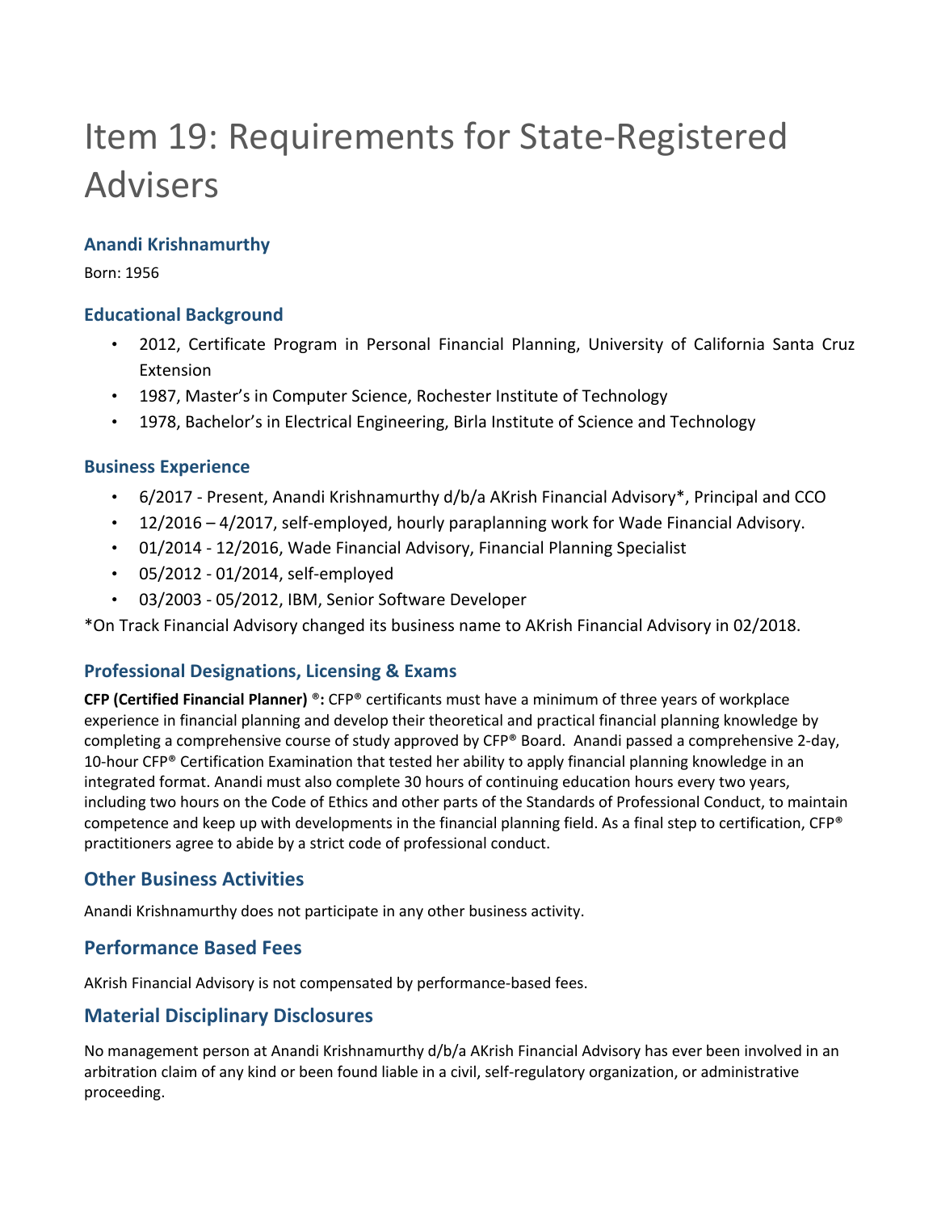# Item 19: Requirements for State-Registered Advisers

### Anandi Krishnamurthy

Born: 1956

### Educational Background

- 2012, Certificate Program in Personal Financial Planning, University of California Santa Cruz Extension
- 1987, Master's in Computer Science, Rochester Institute of Technology
- 1978, Bachelor's in Electrical Engineering, Birla Institute of Science and Technology

### Business Experience

- 6/2017 - Present, Anandi Krishnamurthy d/b/a AKrish Financial Advisory*, Principal and CCO
- 12/2016 – 4/2017, self-employed, hourly paraplanning work for Wade Financial Advisory.
- 01/2014 - 12/2016, Wade Financial Advisory, Financial Planning Specialist
- 05/2012 - 01/2014, self-employed
- 03/2003 - 05/2012, IBM, Senior Software Developer

*On Track Financial Advisory changed its business name to AKrish Financial Advisory in 02/2018.

### Professional Designations, Licensing & Exams

**CFP (Certified Financial Planner)** ®**:** CFP® certificants must have a minimum of three years of workplace experience in financial planning and develop their theoretical and practical financial planning knowledge by completing a comprehensive course of study approved by CFP® Board. Anandi passed a comprehensive 2-day, 10-hour CFP® Certification Examination that tested her ability to apply financial planning knowledge in an integrated format. Anandi must also complete 30 hours of continuing education hours every two years, including two hours on the Code of Ethics and other parts of the Standards of Professional Conduct, to maintain competence and keep up with developments in the financial planning field. As a final step to certification, CFP® practitioners agree to abide by a strict code of professional conduct.

## Other Business Activities

Anandi Krishnamurthy does not participate in any other business activity.

## Performance Based Fees

AKrish Financial Advisory is not compensated by performance-based fees.

## Material Disciplinary Disclosures

No management person at Anandi Krishnamurthy d/b/a AKrish Financial Advisory has ever been involved in an arbitration claim of any kind or been found liable in a civil, self-regulatory organization, or administrative proceeding.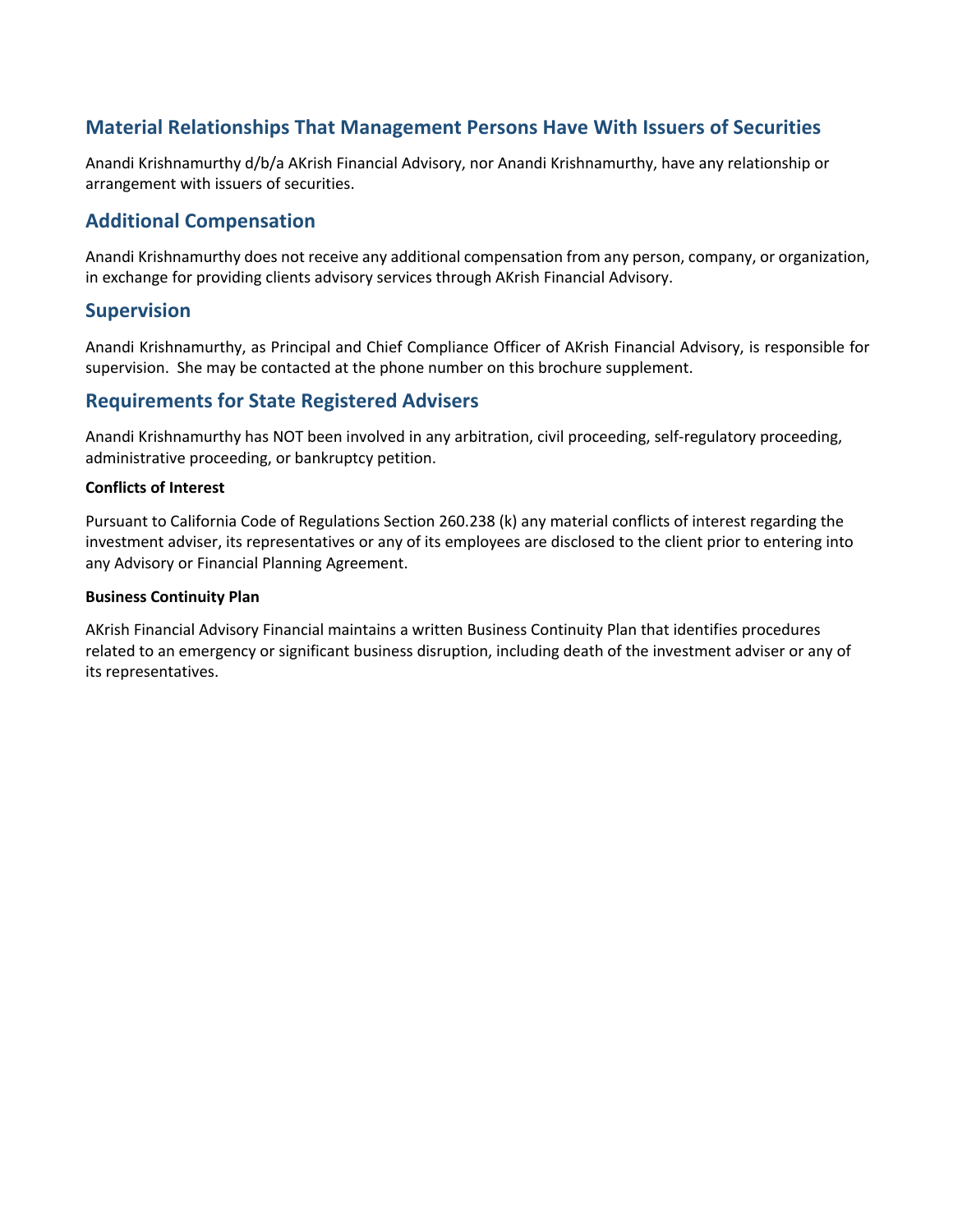## Material Relationships That Management Persons Have With Issuers of Securities

Anandi Krishnamurthy d/b/a AKrish Financial Advisory, nor Anandi Krishnamurthy, have any relationship or arrangement with issuers of securities.

## Additional Compensation

Anandi Krishnamurthy does not receive any additional compensation from any person, company, or organization, in exchange for providing clients advisory services through AKrish Financial Advisory.

## Supervision

Anandi Krishnamurthy, as Principal and Chief Compliance Officer of AKrish Financial Advisory, is responsible for supervision. She may be contacted at the phone number on this brochure supplement.

## Requirements for State Registered Advisers

Anandi Krishnamurthy has NOT been involved in any arbitration, civil proceeding, self-regulatory proceeding, administrative proceeding, or bankruptcy petition.

**Conflicts of Interest**

Pursuant to California Code of Regulations Section 260.238 (k) any material conflicts of interest regarding the investment adviser, its representatives or any of its employees are disclosed to the client prior to entering into any Advisory or Financial Planning Agreement.

**Business Continuity Plan**

AKrish Financial Advisory Financial maintains a written Business Continuity Plan that identifies procedures related to an emergency or significant business disruption, including death of the investment adviser or any of its representatives.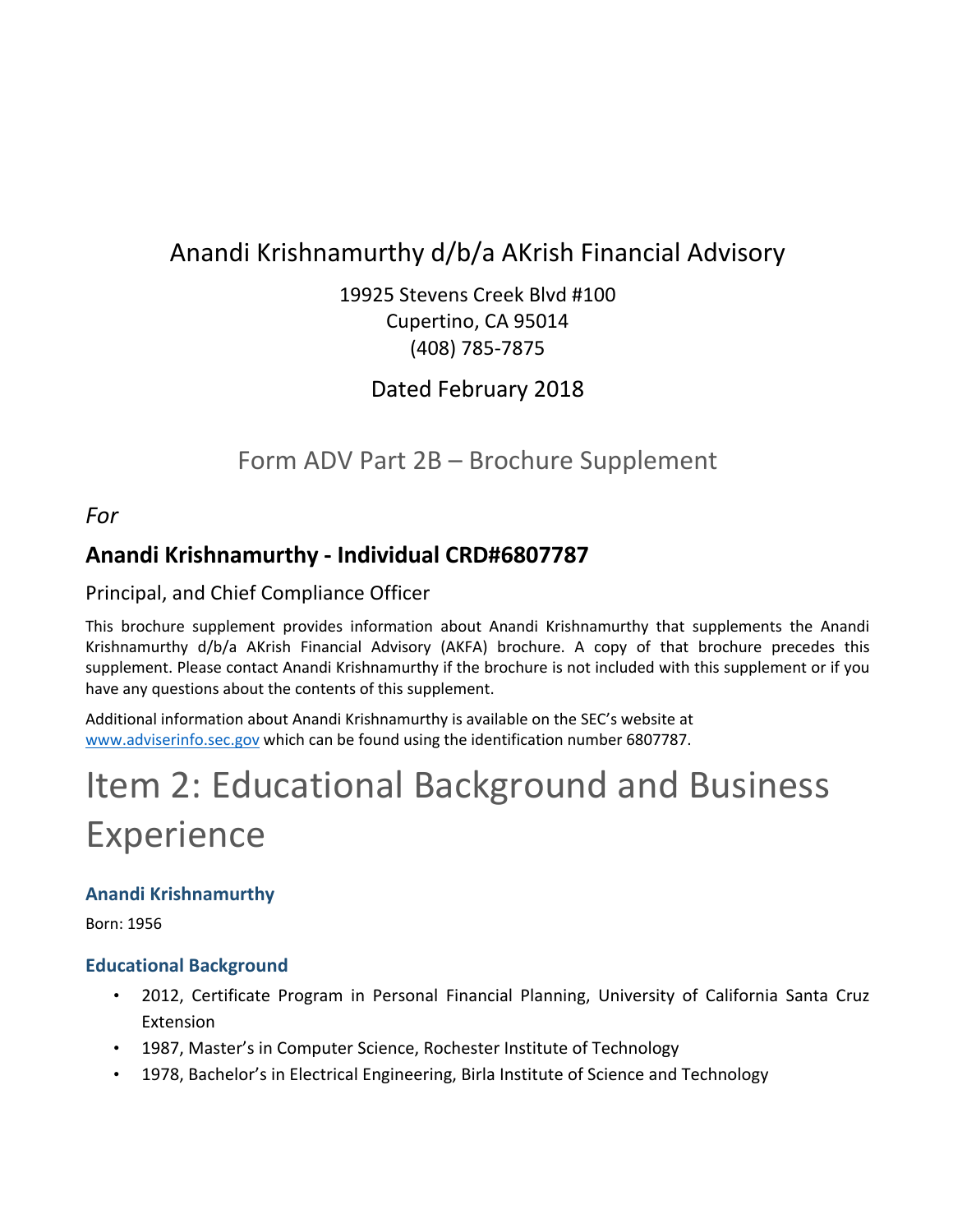# Anandi Krishnamurthy d/b/a AKrish Financial Advisory

19925 Stevens Creek Blvd #100
Cupertino, CA 95014
(408) 785-7875

Dated February 2018

## Form ADV Part 2B – Brochure Supplement

*For*

### Anandi Krishnamurthy - Individual CRD#6807787

Principal, and Chief Compliance Officer

This brochure supplement provides information about Anandi Krishnamurthy that supplements the Anandi Krishnamurthy d/b/a AKrish Financial Advisory (AKFA) brochure. A copy of that brochure precedes this supplement. Please contact Anandi Krishnamurthy if the brochure is not included with this supplement or if you have any questions about the contents of this supplement.

Additional information about Anandi Krishnamurthy is available on the SEC's website at [www.adviserinfo.sec.gov](http://www.adviserinfo.sec.gov) which can be found using the identification number 6807787.

# Item 2: Educational Background and Business Experience

### Anandi Krishnamurthy

Born: 1956

### Educational Background

- 2012, Certificate Program in Personal Financial Planning, University of California Santa Cruz Extension
- 1987, Master's in Computer Science, Rochester Institute of Technology
- 1978, Bachelor's in Electrical Engineering, Birla Institute of Science and Technology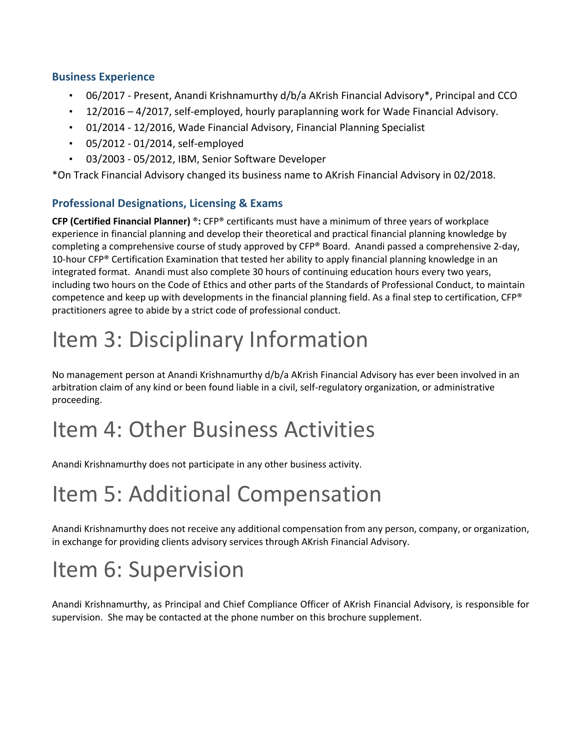### Business Experience

- 06/2017 - Present, Anandi Krishnamurthy d/b/a AKrish Financial Advisory*, Principal and CCO
- 12/2016 – 4/2017, self-employed, hourly paraplanning work for Wade Financial Advisory.
- 01/2014 - 12/2016, Wade Financial Advisory, Financial Planning Specialist
- 05/2012 - 01/2014, self-employed
- 03/2003 - 05/2012, IBM, Senior Software Developer

*On Track Financial Advisory changed its business name to AKrish Financial Advisory in 02/2018.

### Professional Designations, Licensing & Exams

**CFP (Certified Financial Planner) ®:** CFP® certificants must have a minimum of three years of workplace experience in financial planning and develop their theoretical and practical financial planning knowledge by completing a comprehensive course of study approved by CFP® Board. Anandi passed a comprehensive 2-day, 10-hour CFP® Certification Examination that tested her ability to apply financial planning knowledge in an integrated format. Anandi must also complete 30 hours of continuing education hours every two years, including two hours on the Code of Ethics and other parts of the Standards of Professional Conduct, to maintain competence and keep up with developments in the financial planning field. As a final step to certification, CFP® practitioners agree to abide by a strict code of professional conduct.

# Item 3: Disciplinary Information

No management person at Anandi Krishnamurthy d/b/a AKrish Financial Advisory has ever been involved in an arbitration claim of any kind or been found liable in a civil, self-regulatory organization, or administrative proceeding.

# Item 4: Other Business Activities

Anandi Krishnamurthy does not participate in any other business activity.

# Item 5: Additional Compensation

Anandi Krishnamurthy does not receive any additional compensation from any person, company, or organization, in exchange for providing clients advisory services through AKrish Financial Advisory.

# Item 6: Supervision

Anandi Krishnamurthy, as Principal and Chief Compliance Officer of AKrish Financial Advisory, is responsible for supervision. She may be contacted at the phone number on this brochure supplement.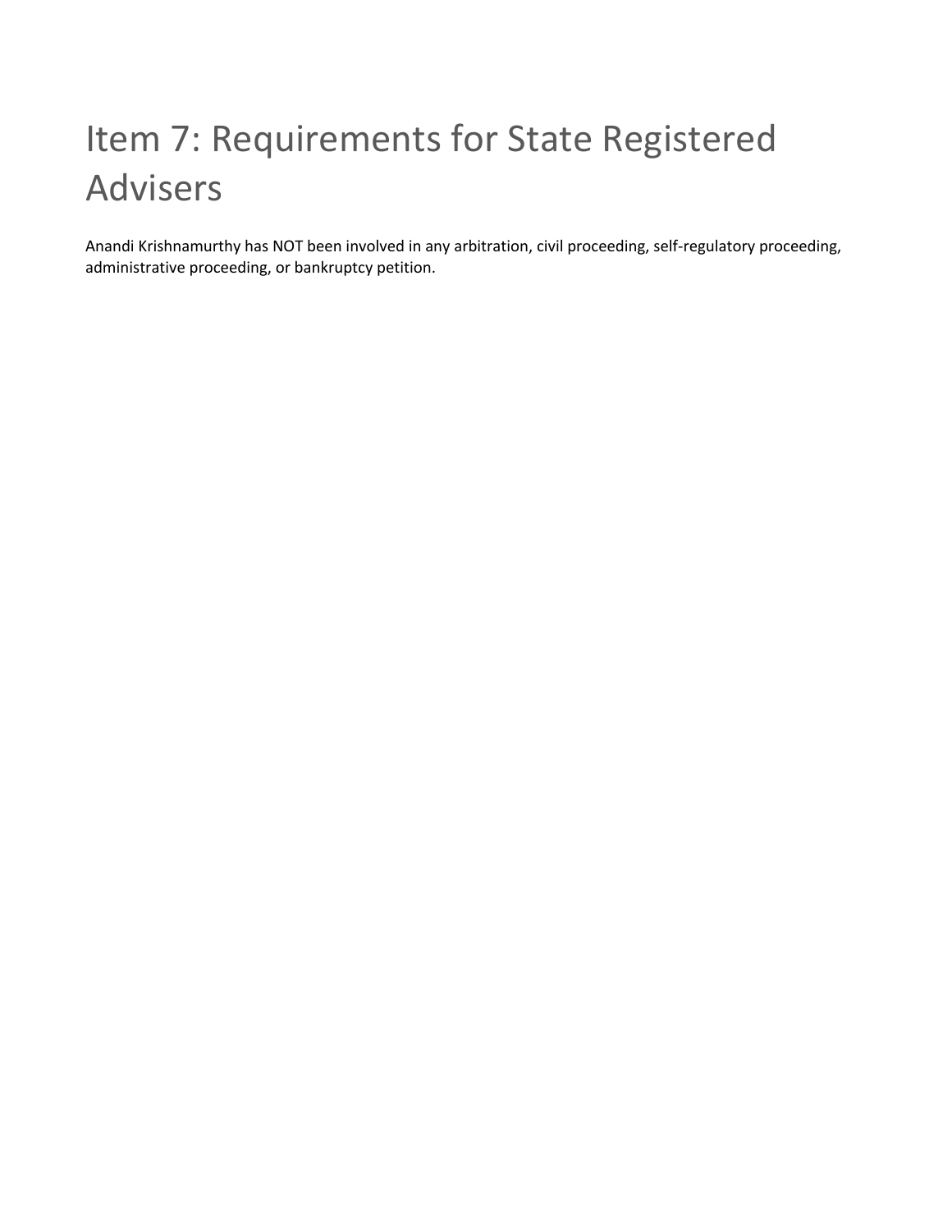# Item 7: Requirements for State Registered Advisers

Anandi Krishnamurthy has NOT been involved in any arbitration, civil proceeding, self-regulatory proceeding, administrative proceeding, or bankruptcy petition.